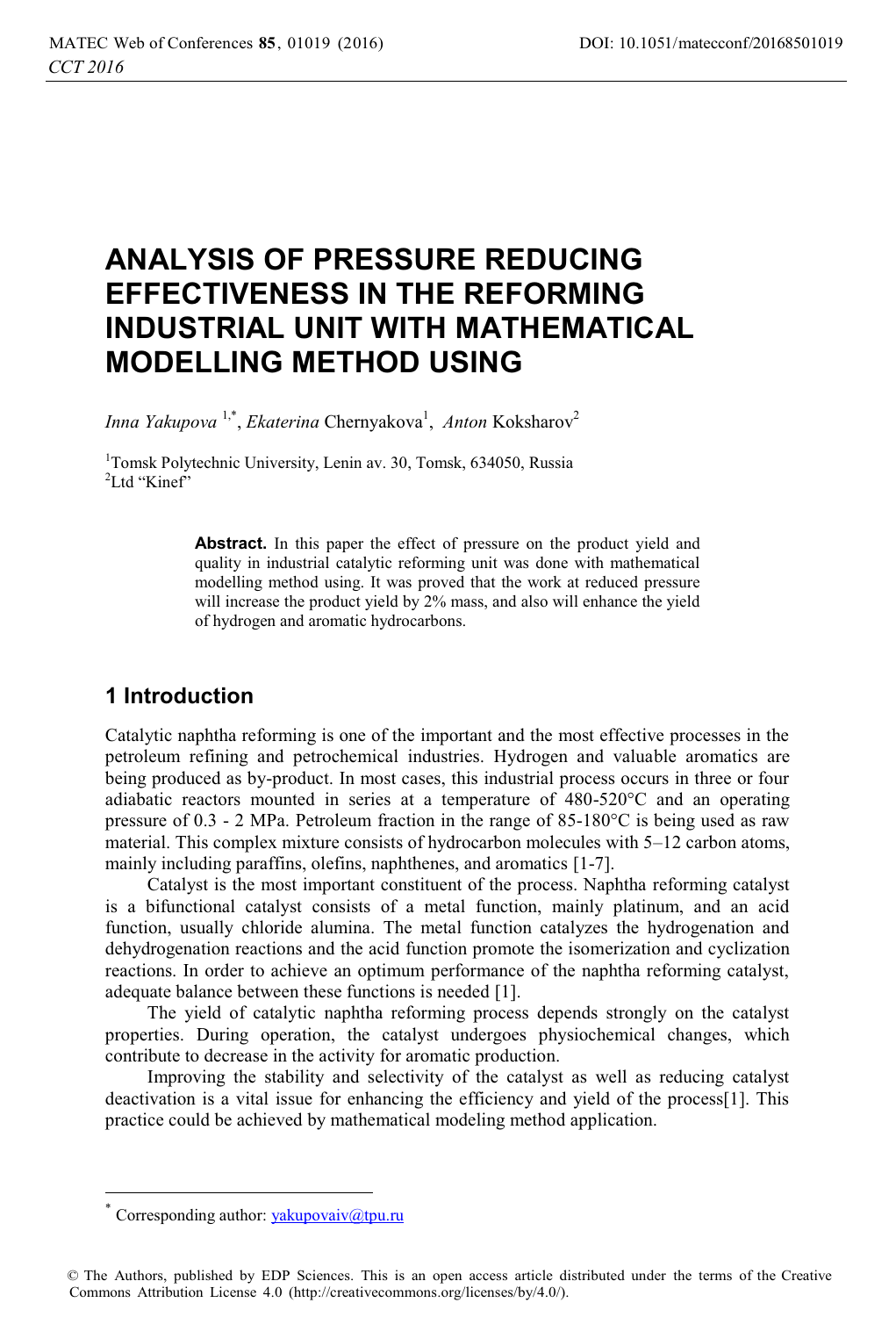# ANALYSIS OF PRESSURE REDUCING EFFECTIVENESS IN THE REFORMING INDUSTRIAL UNIT WITH MATHEMATICAL MODELLING METHOD USING

*Inna Yakupova* [1,*], *Ekaterina* Chernyakova[1], *Anton* Koksharov[2]

[1]Tomsk Polytechnic University, Lenin av. 30, Tomsk, 634050, Russia
[2]Ltd "Kinef"

> **Abstract.** In this paper the effect of pressure on the product yield and quality in industrial catalytic reforming unit was done with mathematical modelling method using. It was proved that the work at reduced pressure will increase the product yield by 2% mass, and also will enhance the yield of hydrogen and aromatic hydrocarbons.

## 1 Introduction

Catalytic naphtha reforming is one of the important and the most effective processes in the petroleum refining and petrochemical industries. Hydrogen and valuable aromatics are being produced as by-product. In most cases, this industrial process occurs in three or four adiabatic reactors mounted in series at a temperature of 480-520°C and an operating pressure of 0.3 - 2 MPa. Petroleum fraction in the range of 85-180°C is being used as raw material. This complex mixture consists of hydrocarbon molecules with 5–12 carbon atoms, mainly including paraffins, olefins, naphthenes, and aromatics [1-7].

Catalyst is the most important constituent of the process. Naphtha reforming catalyst is a bifunctional catalyst consists of a metal function, mainly platinum, and an acid function, usually chloride alumina. The metal function catalyzes the hydrogenation and dehydrogenation reactions and the acid function promote the isomerization and cyclization reactions. In order to achieve an optimum performance of the naphtha reforming catalyst, adequate balance between these functions is needed [1].

The yield of catalytic naphtha reforming process depends strongly on the catalyst properties. During operation, the catalyst undergoes physiochemical changes, which contribute to decrease in the activity for aromatic production.

Improving the stability and selectivity of the catalyst as well as reducing catalyst deactivation is a vital issue for enhancing the efficiency and yield of the process[1]. This practice could be achieved by mathematical modeling method application.

[*] Corresponding author: yakupovaiv@tpu.ru

© The Authors, published by EDP Sciences. This is an open access article distributed under the terms of the Creative Commons Attribution License 4.0 (http://creativecommons.org/licenses/by/4.0/).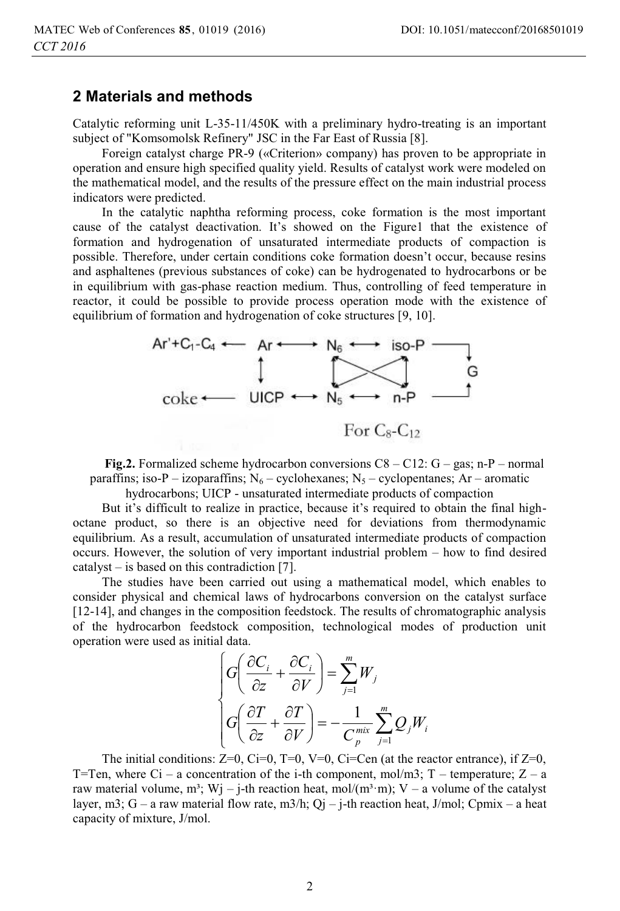## 2 Materials and methods

Catalytic reforming unit L-35-11/450K with a preliminary hydro-treating is an important subject of "Komsomolsk Refinery" JSC in the Far East of Russia [8].

Foreign catalyst charge PR-9 («Criterion» company) has proven to be appropriate in operation and ensure high specified quality yield. Results of catalyst work were modeled on the mathematical model, and the results of the pressure effect on the main industrial process indicators were predicted.

In the catalytic naphtha reforming process, coke formation is the most important cause of the catalyst deactivation. It's showed on the Figure1 that the existence of formation and hydrogenation of unsaturated intermediate products of compaction is possible. Therefore, under certain conditions coke formation doesn't occur, because resins and asphaltenes (previous substances of coke) can be hydrogenated to hydrocarbons or be in equilibrium with gas-phase reaction medium. Thus, controlling of feed temperature in reactor, it could be possible to provide process operation mode with the existence of equilibrium of formation and hydrogenation of coke structures [9, 10].

**Fig.2.** Formalized scheme hydrocarbon conversions C8 – C12: G – gas; n-P – normal paraffins; iso-P – izoparaffins; $N_6$ – cyclohexanes; $N_5$ – cyclopentanes; Ar – aromatic hydrocarbons; UICP - unsaturated intermediate products of compaction

But it's difficult to realize in practice, because it's required to obtain the final high-octane product, so there is an objective need for deviations from thermodynamic equilibrium. As a result, accumulation of unsaturated intermediate products of compaction occurs. However, the solution of very important industrial problem – how to find desired catalyst – is based on this contradiction [7].

The studies have been carried out using a mathematical model, which enables to consider physical and chemical laws of hydrocarbons conversion on the catalyst surface [12-14], and changes in the composition feedstock. The results of chromatographic analysis of the hydrocarbon feedstock composition, technological modes of production unit operation were used as initial data.

$$\begin{cases} G\left(\dfrac{\partial C_i}{\partial z}+\dfrac{\partial C_i}{\partial V}\right)=\sum\limits_{j=1}^{m}W_j \\ G\left(\dfrac{\partial T}{\partial z}+\dfrac{\partial T}{\partial V}\right)=-\dfrac{1}{C_p^{mix}}\sum\limits_{j=1}^{m}Q_jW_i \end{cases}$$

The initial conditions: Z=0, Ci=0, T=0, V=0, Ci=Cen (at the reactor entrance), if Z=0, T=Ten, where Ci – a concentration of the i-th component, mol/m3; T – temperature; Z – a raw material volume, m³; Wj – j-th reaction heat, mol/(m³·m); V – a volume of the catalyst layer, m3; G – a raw material flow rate, m3/h; Qj – j-th reaction heat, J/mol; Cpmix – a heat capacity of mixture, J/mol.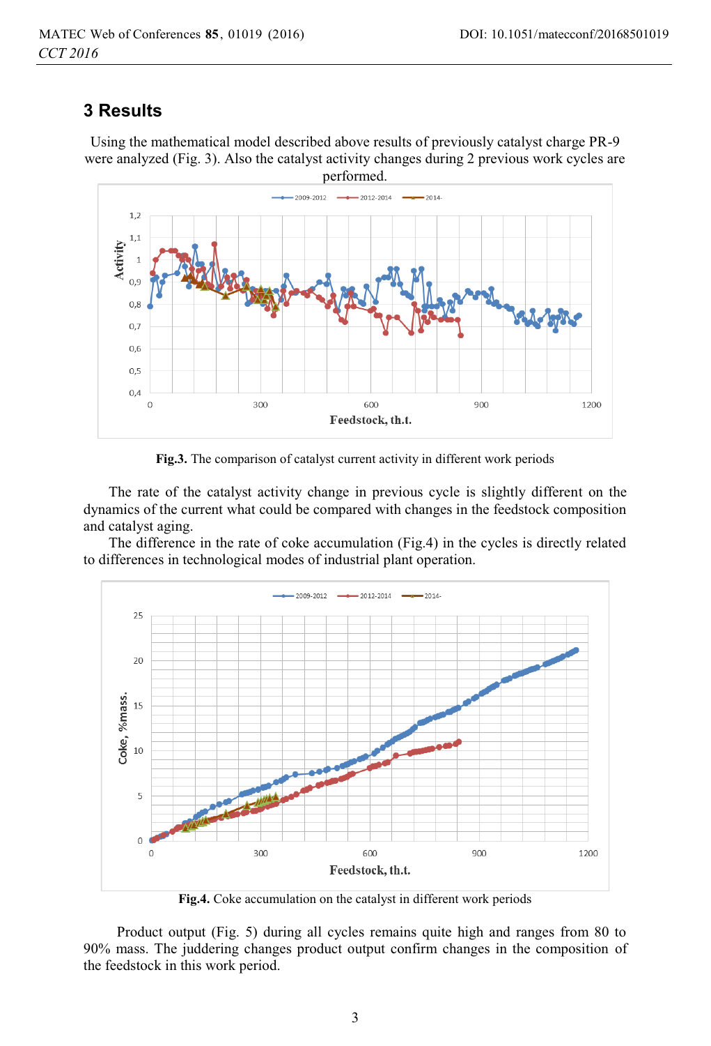## 3 Results

Using the mathematical model described above results of previously catalyst charge PR-9 were analyzed (Fig. 3). Also the catalyst activity changes during 2 previous work cycles are performed.

**Fig.3.** The comparison of catalyst current activity in different work periods

The rate of the catalyst activity change in previous cycle is slightly different on the dynamics of the current what could be compared with changes in the feedstock composition and catalyst aging.

The difference in the rate of coke accumulation (Fig.4) in the cycles is directly related to differences in technological modes of industrial plant operation.

**Fig.4.** Coke accumulation on the catalyst in different work periods

Product output (Fig. 5) during all cycles remains quite high and ranges from 80 to 90% mass. The juddering changes product output confirm changes in the composition of the feedstock in this work period.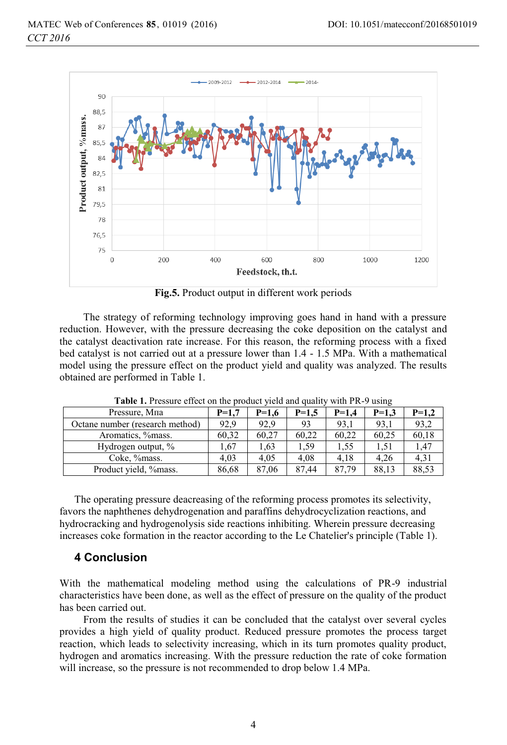**Fig.5.** Product output in different work periods

The strategy of reforming technology improving goes hand in hand with a pressure reduction. However, with the pressure decreasing the coke deposition on the catalyst and the catalyst deactivation rate increase. For this reason, the reforming process with a fixed bed catalyst is not carried out at a pressure lower than 1.4 - 1.5 MPa. With a mathematical model using the pressure effect on the product yield and quality was analyzed. The results obtained are performed in Table 1.

**Table 1.** Pressure effect on the product yield and quality with PR-9 using

| Pressure, Мпа | P=1,7 | P=1,6 | P=1,5 | P=1,4 | P=1,3 | P=1,2 |
|---|---|---|---|---|---|---|
| Octane number (research method) | 92,9 | 92,9 | 93 | 93,1 | 93,1 | 93,2 |
| Aromatics, %mass. | 60,32 | 60,27 | 60,22 | 60,22 | 60,25 | 60,18 |
| Hydrogen output, % | 1,67 | 1,63 | 1,59 | 1,55 | 1,51 | 1,47 |
| Coke, %mass. | 4,03 | 4,05 | 4,08 | 4,18 | 4,26 | 4,31 |
| Product yield, %mass. | 86,68 | 87,06 | 87,44 | 87,79 | 88,13 | 88,53 |

The operating pressure deacreasing of the reforming process promotes its selectivity, favors the naphthenes dehydrogenation and paraffins dehydrocyclization reactions, and hydrocracking and hydrogenolysis side reactions inhibiting. Wherein pressure decreasing increases coke formation in the reactor according to the Le Chatelier's principle (Table 1).

## 4 Conclusion

With the mathematical modeling method using the calculations of PR-9 industrial characteristics have been done, as well as the effect of pressure on the quality of the product has been carried out.

From the results of studies it can be concluded that the catalyst over several cycles provides a high yield of quality product. Reduced pressure promotes the process target reaction, which leads to selectivity increasing, which in its turn promotes quality product, hydrogen and aromatics increasing. With the pressure reduction the rate of coke formation will increase, so the pressure is not recommended to drop below 1.4 MPa.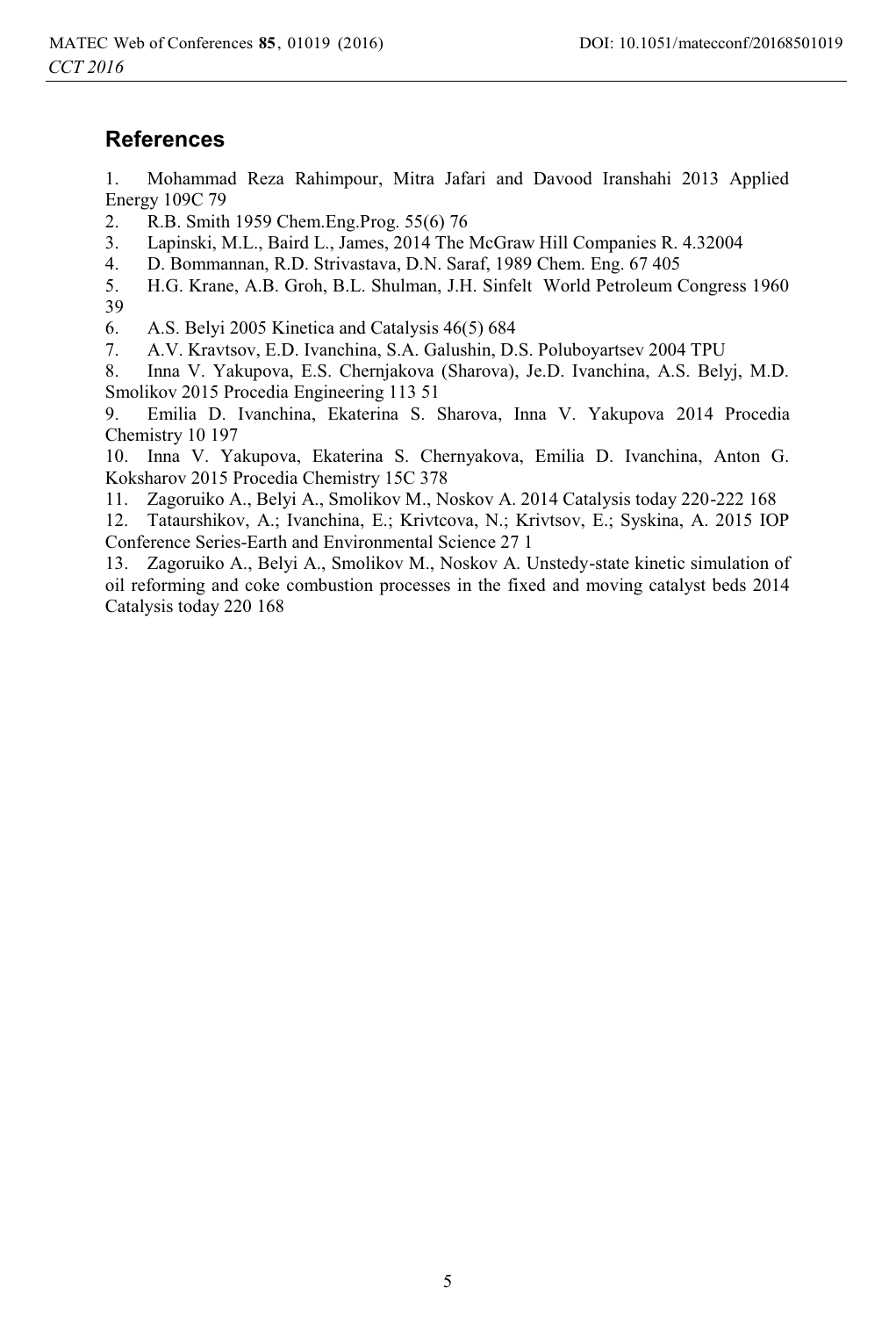## References

1. Mohammad Reza Rahimpour, Mitra Jafari and Davood Iranshahi 2013 Applied Energy 109C 79
2. R.B. Smith 1959 Chem.Eng.Prog. 55(6) 76
3. Lapinski, M.L., Baird L., James, 2014 The McGraw Hill Companies R. 4.32004
4. D. Bommannan, R.D. Strivastava, D.N. Saraf, 1989 Chem. Eng. 67 405
5. H.G. Krane, A.B. Groh, B.L. Shulman, J.H. Sinfelt World Petroleum Congress 1960 39
6. A.S. Belyi 2005 Kinetica and Catalysis 46(5) 684
7. A.V. Kravtsov, E.D. Ivanchina, S.A. Galushin, D.S. Poluboyartsev 2004 TPU
8. Inna V. Yakupova, E.S. Chernjakova (Sharova), Je.D. Ivanchina, A.S. Belyj, M.D. Smolikov 2015 Procedia Engineering 113 51
9. Emilia D. Ivanchina, Ekaterina S. Sharova, Inna V. Yakupova 2014 Procedia Chemistry 10 197
10. Inna V. Yakupova, Ekaterina S. Chernyakova, Emilia D. Ivanchina, Anton G. Koksharov 2015 Procedia Chemistry 15C 378
11. Zagoruiko A., Belyi A., Smolikov M., Noskov A. 2014 Catalysis today 220-222 168
12. Tataurshikov, A.; Ivanchina, E.; Krivtcova, N.; Krivtsov, E.; Syskina, A. 2015 IOP Conference Series-Earth and Environmental Science 27 1
13. Zagoruiko A., Belyi A., Smolikov M., Noskov A. Unstedy-state kinetic simulation of oil reforming and coke combustion processes in the fixed and moving catalyst beds 2014 Catalysis today 220 168